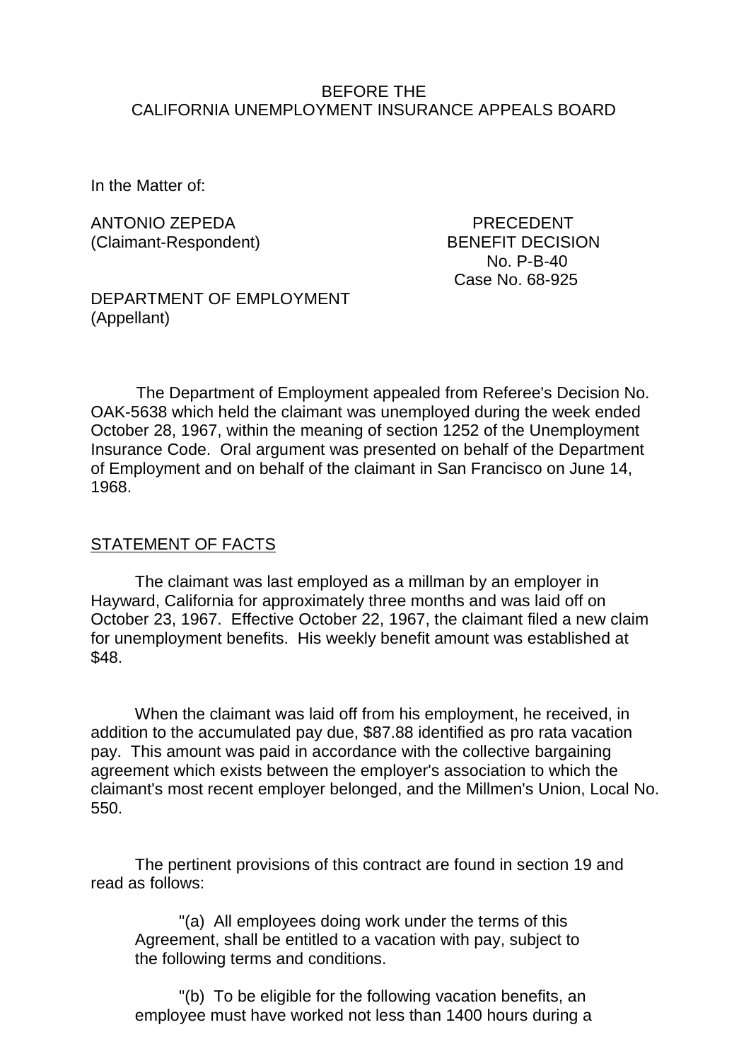BEFORE THE
CALIFORNIA UNEMPLOYMENT INSURANCE APPEALS BOARD

In the Matter of:

ANTONIO ZEPEDA
(Claimant-Respondent)

PRECEDENT
BENEFIT DECISION
No. P-B-40
Case No. 68-925

DEPARTMENT OF EMPLOYMENT
(Appellant)

The Department of Employment appealed from Referee's Decision No. OAK-5638 which held the claimant was unemployed during the week ended October 28, 1967, within the meaning of section 1252 of the Unemployment Insurance Code. Oral argument was presented on behalf of the Department of Employment and on behalf of the claimant in San Francisco on June 14, 1968.

## STATEMENT OF FACTS

The claimant was last employed as a millman by an employer in Hayward, California for approximately three months and was laid off on October 23, 1967. Effective October 22, 1967, the claimant filed a new claim for unemployment benefits. His weekly benefit amount was established at $48.

When the claimant was laid off from his employment, he received, in addition to the accumulated pay due, $87.88 identified as pro rata vacation pay. This amount was paid in accordance with the collective bargaining agreement which exists between the employer's association to which the claimant's most recent employer belonged, and the Millmen's Union, Local No. 550.

The pertinent provisions of this contract are found in section 19 and read as follows:

> "(a) All employees doing work under the terms of this Agreement, shall be entitled to a vacation with pay, subject to the following terms and conditions.
>
> "(b) To be eligible for the following vacation benefits, an employee must have worked not less than 1400 hours during a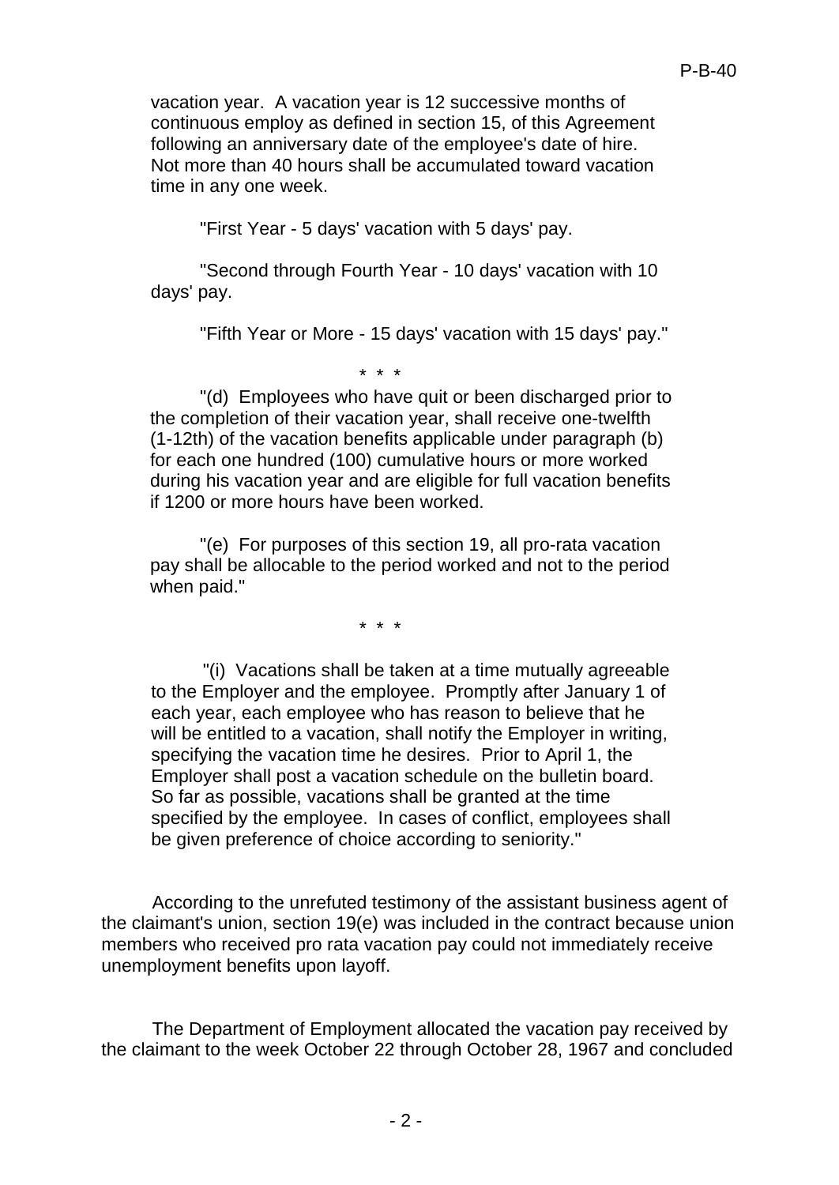vacation year. A vacation year is 12 successive months of continuous employ as defined in section 15, of this Agreement following an anniversary date of the employee's date of hire. Not more than 40 hours shall be accumulated toward vacation time in any one week.

"First Year - 5 days' vacation with 5 days' pay.

"Second through Fourth Year - 10 days' vacation with 10 days' pay.

"Fifth Year or More - 15 days' vacation with 15 days' pay."

\* \* \*

"(d) Employees who have quit or been discharged prior to the completion of their vacation year, shall receive one-twelfth (1-12th) of the vacation benefits applicable under paragraph (b) for each one hundred (100) cumulative hours or more worked during his vacation year and are eligible for full vacation benefits if 1200 or more hours have been worked.

"(e) For purposes of this section 19, all pro-rata vacation pay shall be allocable to the period worked and not to the period when paid."

\* \* \*

"(i) Vacations shall be taken at a time mutually agreeable to the Employer and the employee. Promptly after January 1 of each year, each employee who has reason to believe that he will be entitled to a vacation, shall notify the Employer in writing, specifying the vacation time he desires. Prior to April 1, the Employer shall post a vacation schedule on the bulletin board. So far as possible, vacations shall be granted at the time specified by the employee. In cases of conflict, employees shall be given preference of choice according to seniority."

According to the unrefuted testimony of the assistant business agent of the claimant's union, section 19(e) was included in the contract because union members who received pro rata vacation pay could not immediately receive unemployment benefits upon layoff.

The Department of Employment allocated the vacation pay received by the claimant to the week October 22 through October 28, 1967 and concluded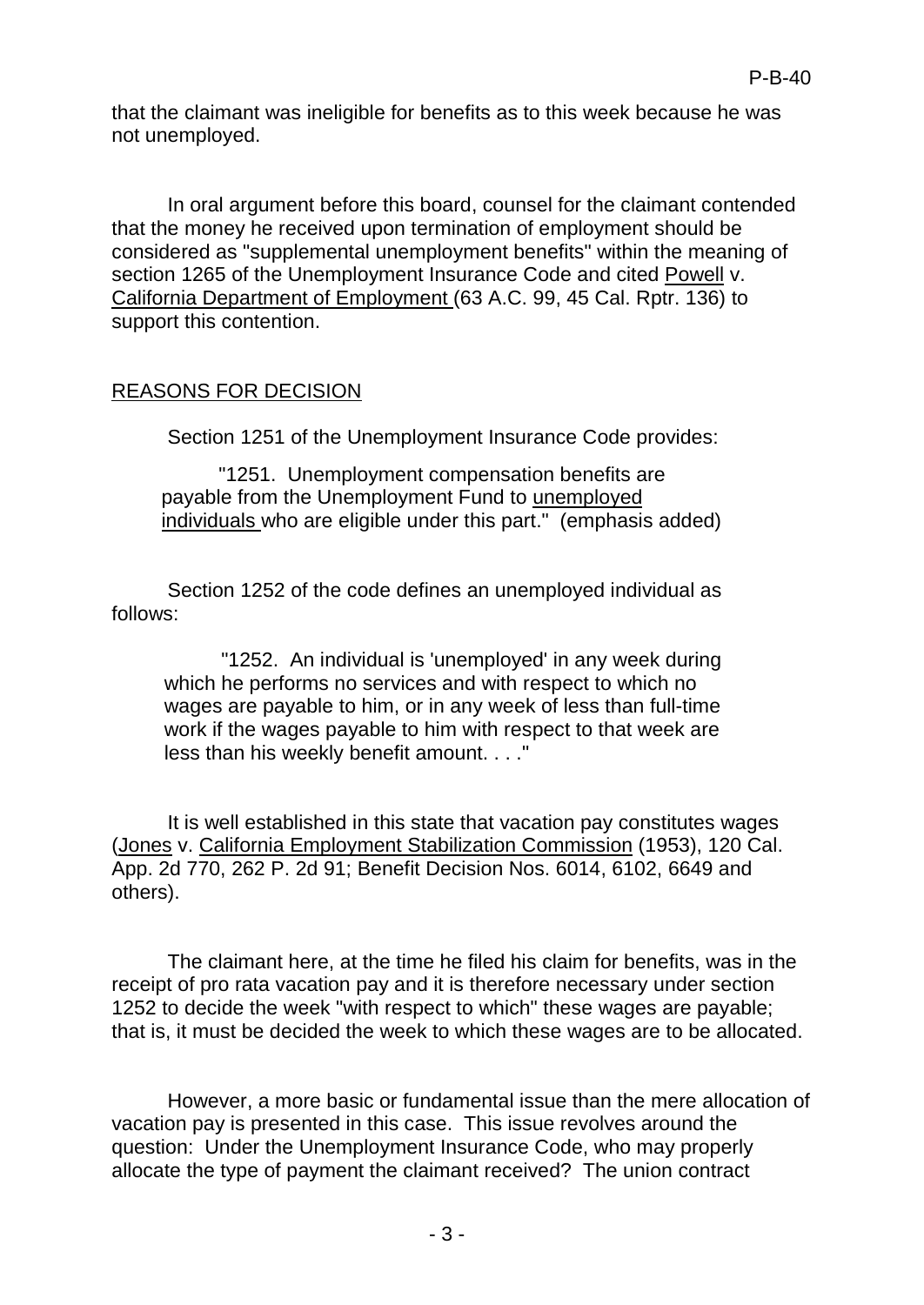that the claimant was ineligible for benefits as to this week because he was not unemployed.

In oral argument before this board, counsel for the claimant contended that the money he received upon termination of employment should be considered as "supplemental unemployment benefits" within the meaning of section 1265 of the Unemployment Insurance Code and cited Powell v. California Department of Employment (63 A.C. 99, 45 Cal. Rptr. 136) to support this contention.

## REASONS FOR DECISION

Section 1251 of the Unemployment Insurance Code provides:

> "1251. Unemployment compensation benefits are payable from the Unemployment Fund to unemployed individuals who are eligible under this part." (emphasis added)

Section 1252 of the code defines an unemployed individual as follows:

> "1252. An individual is 'unemployed' in any week during which he performs no services and with respect to which no wages are payable to him, or in any week of less than full-time work if the wages payable to him with respect to that week are less than his weekly benefit amount. . . ."

It is well established in this state that vacation pay constitutes wages (Jones v. California Employment Stabilization Commission (1953), 120 Cal. App. 2d 770, 262 P. 2d 91; Benefit Decision Nos. 6014, 6102, 6649 and others).

The claimant here, at the time he filed his claim for benefits, was in the receipt of pro rata vacation pay and it is therefore necessary under section 1252 to decide the week "with respect to which" these wages are payable; that is, it must be decided the week to which these wages are to be allocated.

However, a more basic or fundamental issue than the mere allocation of vacation pay is presented in this case. This issue revolves around the question: Under the Unemployment Insurance Code, who may properly allocate the type of payment the claimant received? The union contract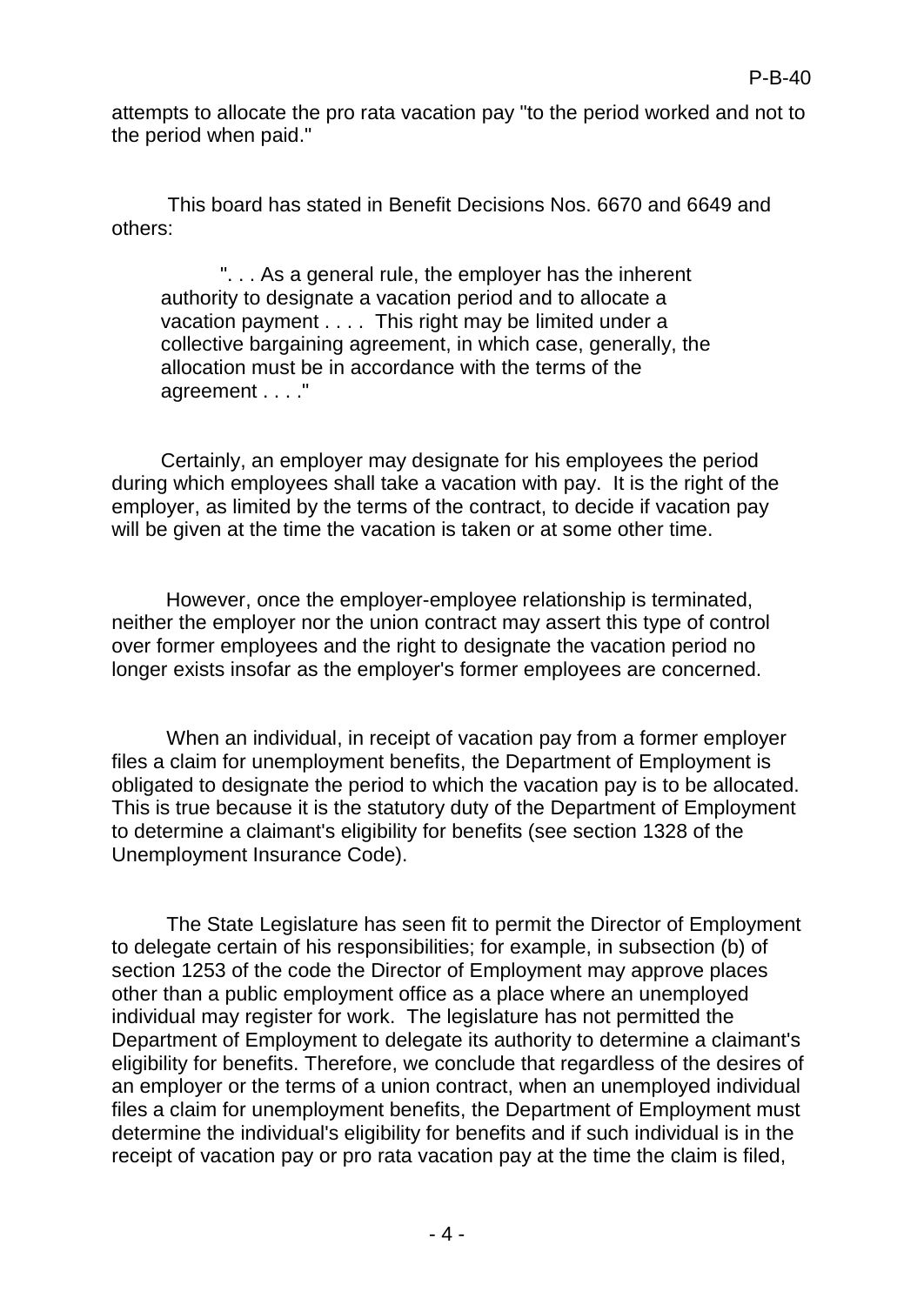attempts to allocate the pro rata vacation pay "to the period worked and not to the period when paid."

This board has stated in Benefit Decisions Nos. 6670 and 6649 and others:

> ". . . As a general rule, the employer has the inherent authority to designate a vacation period and to allocate a vacation payment . . . . This right may be limited under a collective bargaining agreement, in which case, generally, the allocation must be in accordance with the terms of the agreement . . . ."

Certainly, an employer may designate for his employees the period during which employees shall take a vacation with pay. It is the right of the employer, as limited by the terms of the contract, to decide if vacation pay will be given at the time the vacation is taken or at some other time.

However, once the employer-employee relationship is terminated, neither the employer nor the union contract may assert this type of control over former employees and the right to designate the vacation period no longer exists insofar as the employer's former employees are concerned.

When an individual, in receipt of vacation pay from a former employer files a claim for unemployment benefits, the Department of Employment is obligated to designate the period to which the vacation pay is to be allocated. This is true because it is the statutory duty of the Department of Employment to determine a claimant's eligibility for benefits (see section 1328 of the Unemployment Insurance Code).

The State Legislature has seen fit to permit the Director of Employment to delegate certain of his responsibilities; for example, in subsection (b) of section 1253 of the code the Director of Employment may approve places other than a public employment office as a place where an unemployed individual may register for work. The legislature has not permitted the Department of Employment to delegate its authority to determine a claimant's eligibility for benefits. Therefore, we conclude that regardless of the desires of an employer or the terms of a union contract, when an unemployed individual files a claim for unemployment benefits, the Department of Employment must determine the individual's eligibility for benefits and if such individual is in the receipt of vacation pay or pro rata vacation pay at the time the claim is filed,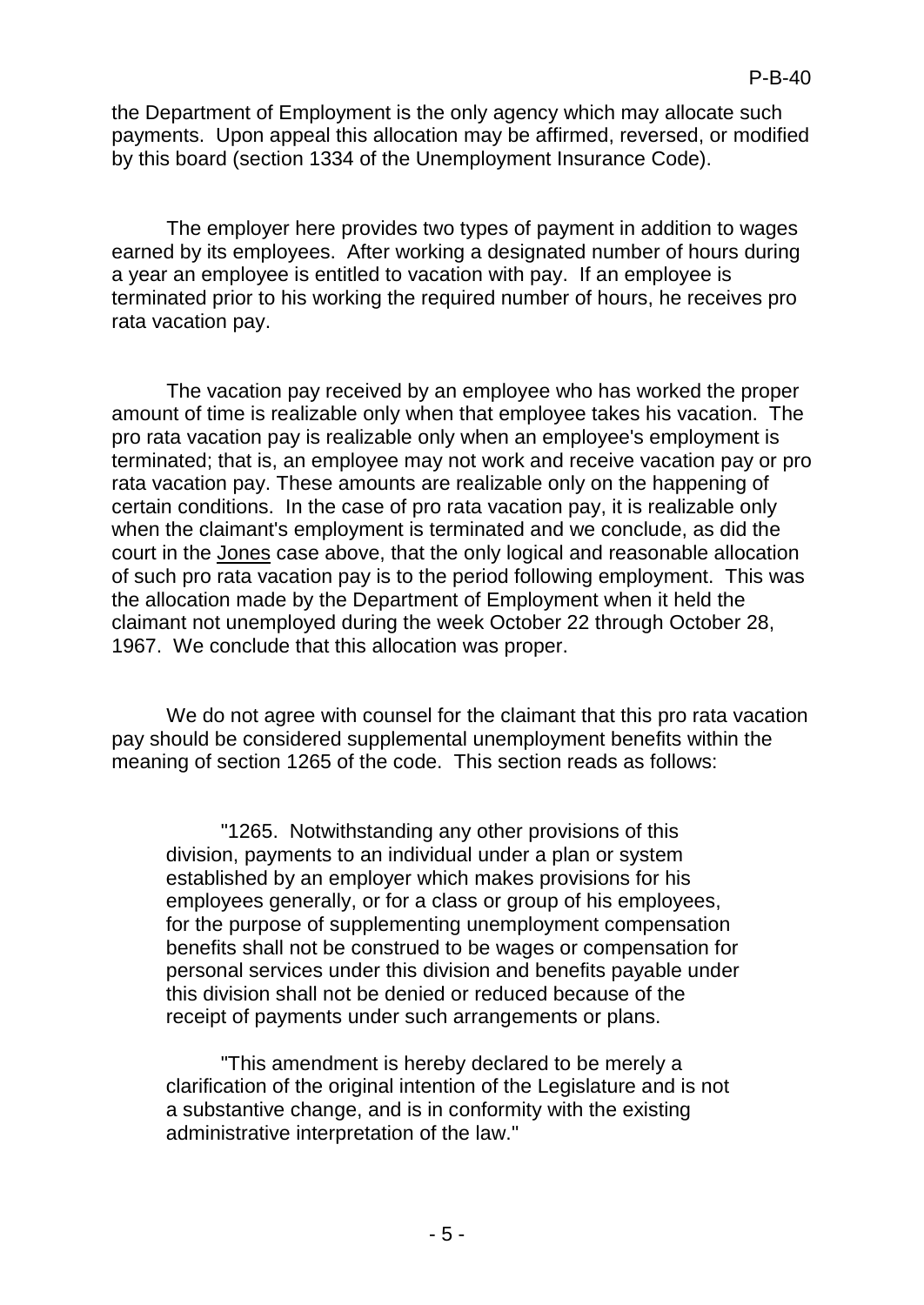the Department of Employment is the only agency which may allocate such payments. Upon appeal this allocation may be affirmed, reversed, or modified by this board (section 1334 of the Unemployment Insurance Code).

The employer here provides two types of payment in addition to wages earned by its employees. After working a designated number of hours during a year an employee is entitled to vacation with pay. If an employee is terminated prior to his working the required number of hours, he receives pro rata vacation pay.

The vacation pay received by an employee who has worked the proper amount of time is realizable only when that employee takes his vacation. The pro rata vacation pay is realizable only when an employee's employment is terminated; that is, an employee may not work and receive vacation pay or pro rata vacation pay. These amounts are realizable only on the happening of certain conditions. In the case of pro rata vacation pay, it is realizable only when the claimant's employment is terminated and we conclude, as did the court in the Jones case above, that the only logical and reasonable allocation of such pro rata vacation pay is to the period following employment. This was the allocation made by the Department of Employment when it held the claimant not unemployed during the week October 22 through October 28, 1967. We conclude that this allocation was proper.

We do not agree with counsel for the claimant that this pro rata vacation pay should be considered supplemental unemployment benefits within the meaning of section 1265 of the code. This section reads as follows:

> "1265. Notwithstanding any other provisions of this division, payments to an individual under a plan or system established by an employer which makes provisions for his employees generally, or for a class or group of his employees, for the purpose of supplementing unemployment compensation benefits shall not be construed to be wages or compensation for personal services under this division and benefits payable under this division shall not be denied or reduced because of the receipt of payments under such arrangements or plans.
>
> "This amendment is hereby declared to be merely a clarification of the original intention of the Legislature and is not a substantive change, and is in conformity with the existing administrative interpretation of the law."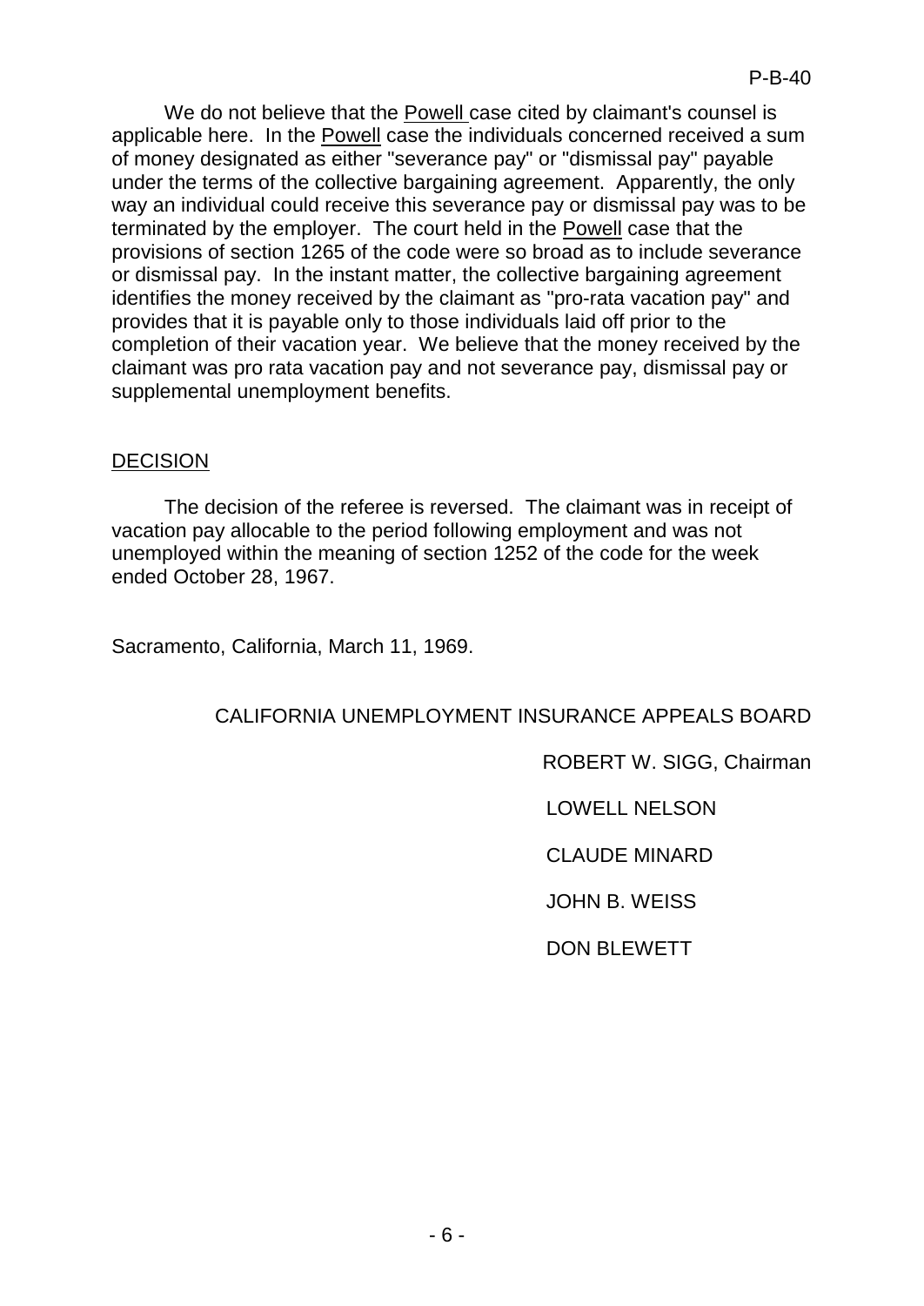We do not believe that the Powell case cited by claimant's counsel is applicable here. In the Powell case the individuals concerned received a sum of money designated as either "severance pay" or "dismissal pay" payable under the terms of the collective bargaining agreement. Apparently, the only way an individual could receive this severance pay or dismissal pay was to be terminated by the employer. The court held in the Powell case that the provisions of section 1265 of the code were so broad as to include severance or dismissal pay. In the instant matter, the collective bargaining agreement identifies the money received by the claimant as "pro-rata vacation pay" and provides that it is payable only to those individuals laid off prior to the completion of their vacation year. We believe that the money received by the claimant was pro rata vacation pay and not severance pay, dismissal pay or supplemental unemployment benefits.

## DECISION

The decision of the referee is reversed. The claimant was in receipt of vacation pay allocable to the period following employment and was not unemployed within the meaning of section 1252 of the code for the week ended October 28, 1967.

Sacramento, California, March 11, 1969.

CALIFORNIA UNEMPLOYMENT INSURANCE APPEALS BOARD

ROBERT W. SIGG, Chairman

LOWELL NELSON

CLAUDE MINARD

JOHN B. WEISS

DON BLEWETT